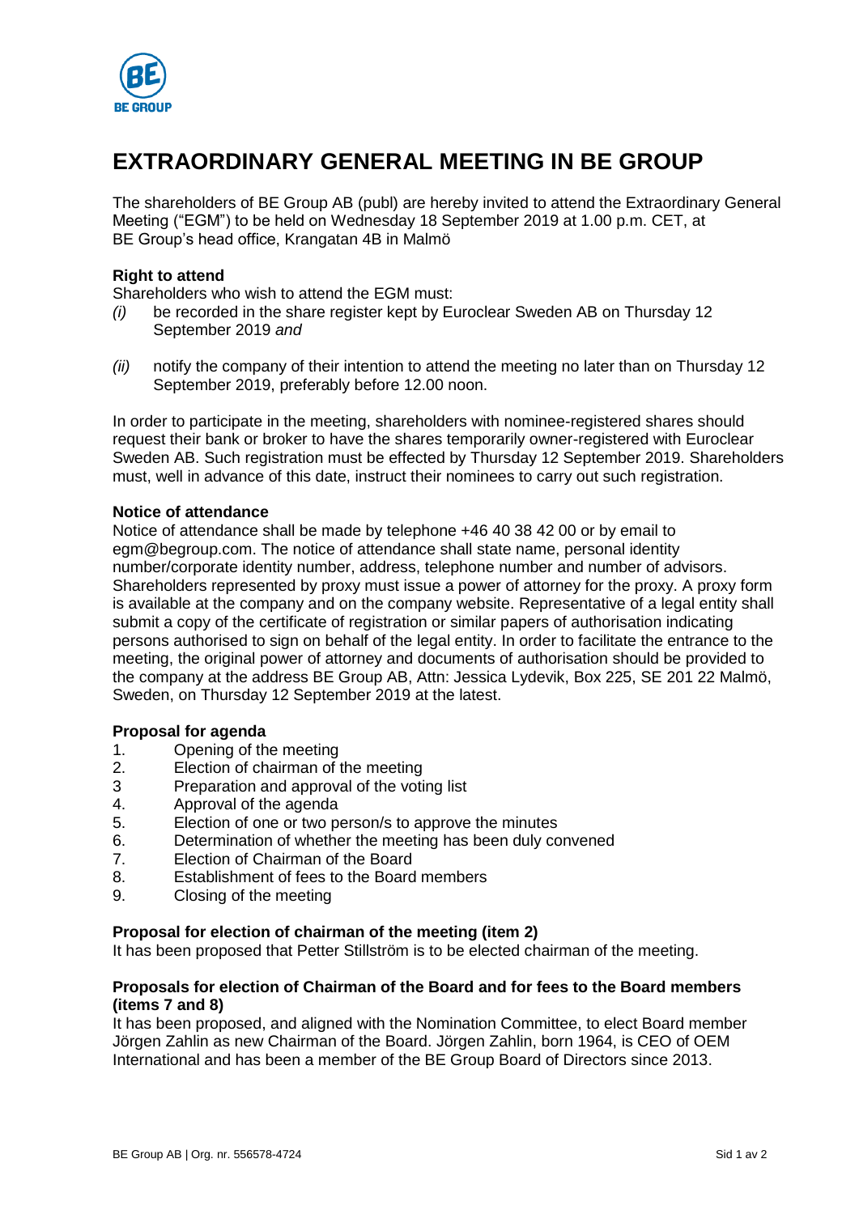# EXTRAORDINARY GENERAL MEETING IN BE GROUP

The shareholders of BE Group AB (publ) are hereby invited to attend the Extraordinary General Meeting ("EGM") to be held on Wednesday 18 September 2019 at 1.00 p.m. CET, at BE Group's head office, Krangatan 4B in Malmö

**Right to attend**

Shareholders who wish to attend the EGM must:

*(i)* be recorded in the share register kept by Euroclear Sweden AB on Thursday 12 September 2019 *and*

*(ii)* notify the company of their intention to attend the meeting no later than on Thursday 12 September 2019, preferably before 12.00 noon.

In order to participate in the meeting, shareholders with nominee-registered shares should request their bank or broker to have the shares temporarily owner-registered with Euroclear Sweden AB. Such registration must be effected by Thursday 12 September 2019. Shareholders must, well in advance of this date, instruct their nominees to carry out such registration.

**Notice of attendance**

Notice of attendance shall be made by telephone +46 40 38 42 00 or by email to egm@begroup.com. The notice of attendance shall state name, personal identity number/corporate identity number, address, telephone number and number of advisors. Shareholders represented by proxy must issue a power of attorney for the proxy. A proxy form is available at the company and on the company website. Representative of a legal entity shall submit a copy of the certificate of registration or similar papers of authorisation indicating persons authorised to sign on behalf of the legal entity. In order to facilitate the entrance to the meeting, the original power of attorney and documents of authorisation should be provided to the company at the address BE Group AB, Attn: Jessica Lydevik, Box 225, SE 201 22 Malmö, Sweden, on Thursday 12 September 2019 at the latest.

**Proposal for agenda**

1. Opening of the meeting
2. Election of chairman of the meeting
3. Preparation and approval of the voting list
4. Approval of the agenda
5. Election of one or two person/s to approve the minutes
6. Determination of whether the meeting has been duly convened
7. Election of Chairman of the Board
8. Establishment of fees to the Board members
9. Closing of the meeting

**Proposal for election of chairman of the meeting (item 2)**

It has been proposed that Petter Stillström is to be elected chairman of the meeting.

**Proposals for election of Chairman of the Board and for fees to the Board members (items 7 and 8)**

It has been proposed, and aligned with the Nomination Committee, to elect Board member Jörgen Zahlin as new Chairman of the Board. Jörgen Zahlin, born 1964, is CEO of OEM International and has been a member of the BE Group Board of Directors since 2013.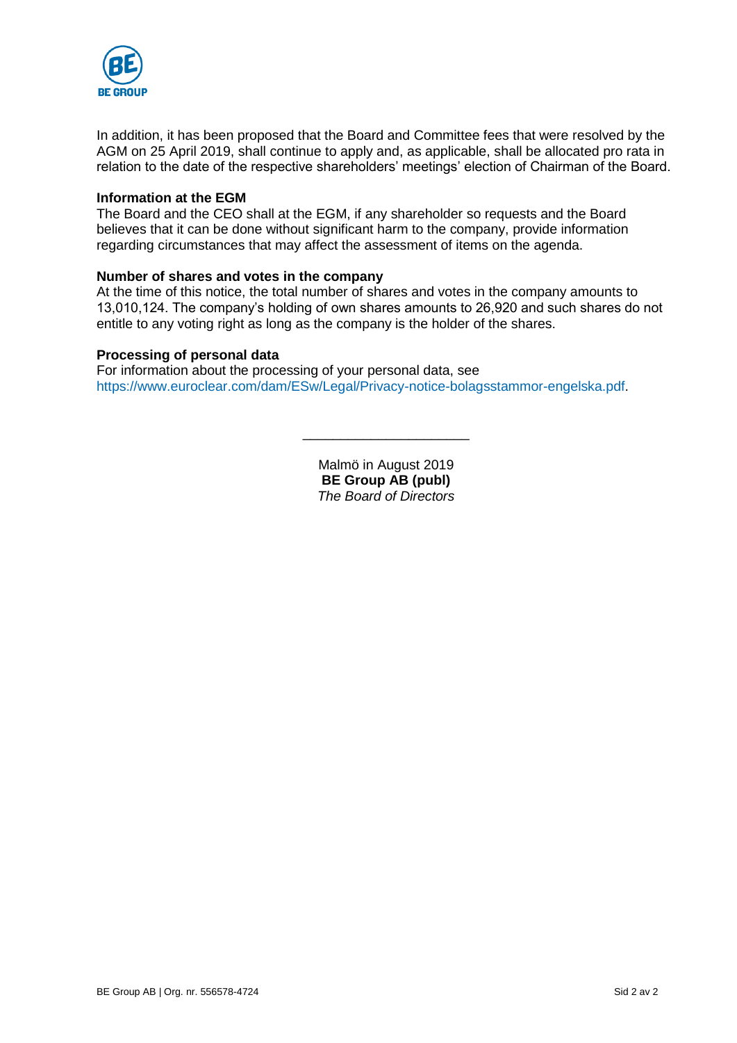In addition, it has been proposed that the Board and Committee fees that were resolved by the AGM on 25 April 2019, shall continue to apply and, as applicable, shall be allocated pro rata in relation to the date of the respective shareholders' meetings' election of Chairman of the Board.

**Information at the EGM**

The Board and the CEO shall at the EGM, if any shareholder so requests and the Board believes that it can be done without significant harm to the company, provide information regarding circumstances that may affect the assessment of items on the agenda.

**Number of shares and votes in the company**

At the time of this notice, the total number of shares and votes in the company amounts to 13,010,124. The company's holding of own shares amounts to 26,920 and such shares do not entitle to any voting right as long as the company is the holder of the shares.

**Processing of personal data**

For information about the processing of your personal data, see https://www.euroclear.com/dam/ESw/Legal/Privacy-notice-bolagsstammor-engelska.pdf.

______________________

Malmö in August 2019

**BE Group AB (publ)**

*The Board of Directors*